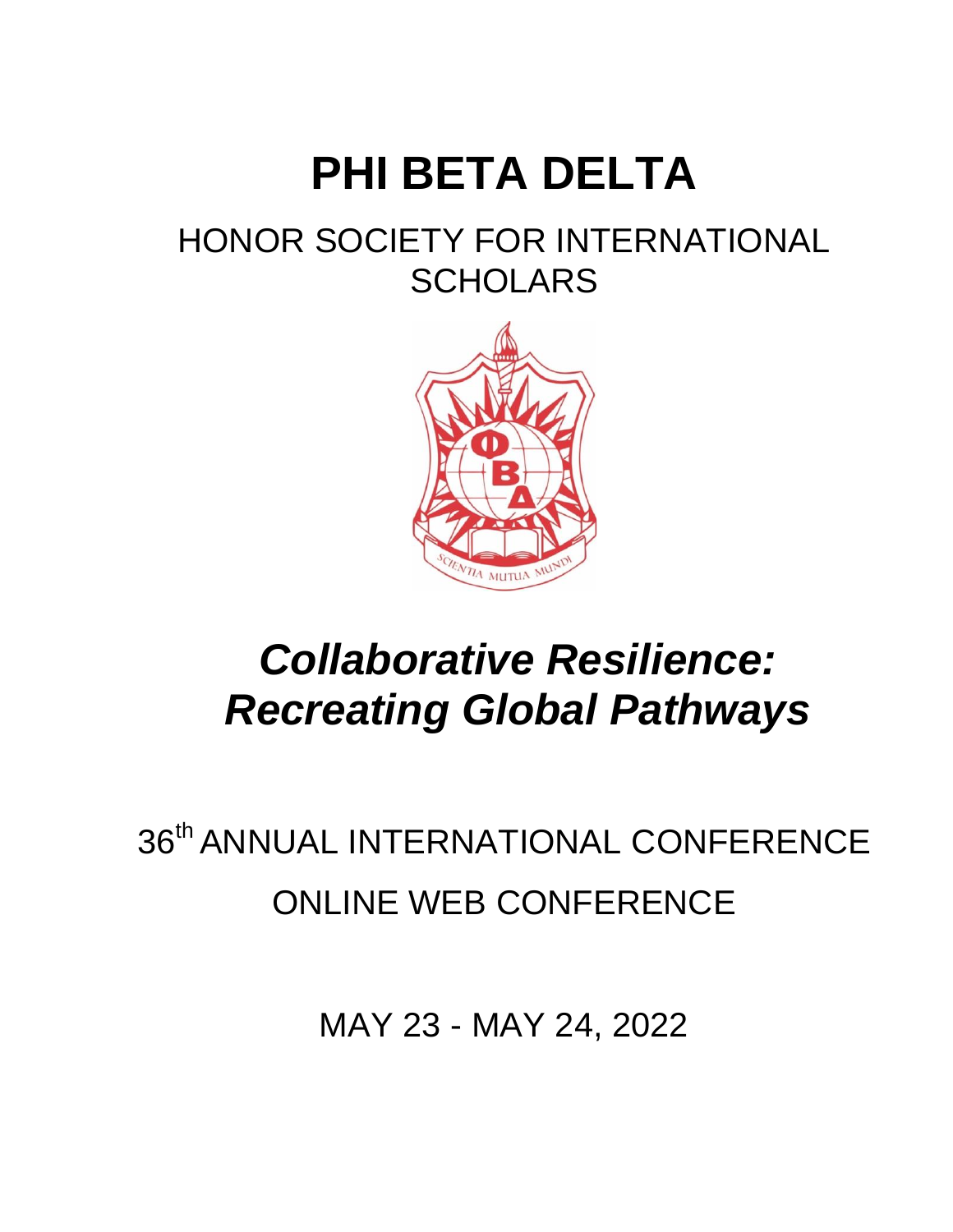# PHI BETA DELTA

## HONOR SOCIETY FOR INTERNATIONAL SCHOLARS

## *Collaborative Resilience: Recreating Global Pathways*

36th ANNUAL INTERNATIONAL CONFERENCE

ONLINE WEB CONFERENCE

MAY 23 - MAY 24, 2022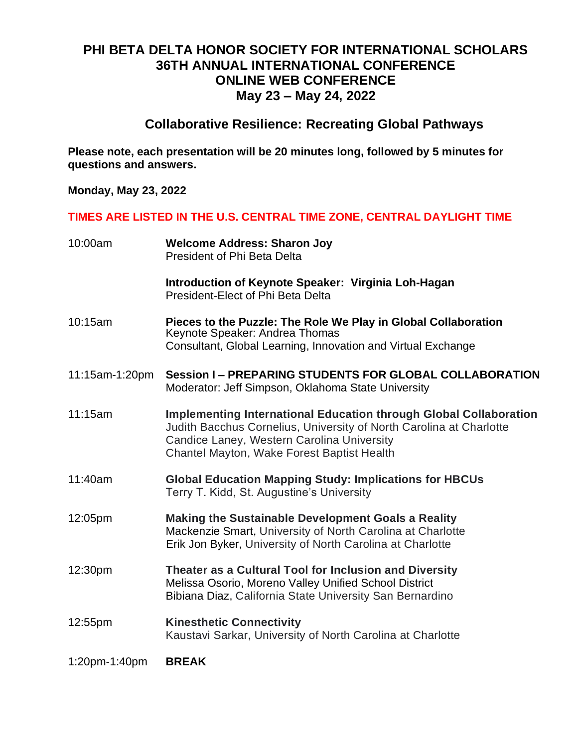# PHI BETA DELTA HONOR SOCIETY FOR INTERNATIONAL SCHOLARS
# 36TH ANNUAL INTERNATIONAL CONFERENCE
# ONLINE WEB CONFERENCE
# May 23 – May 24, 2022

## Collaborative Resilience: Recreating Global Pathways

**Please note, each presentation will be 20 minutes long, followed by 5 minutes for questions and answers.**

**Monday, May 23, 2022**

**TIMES ARE LISTED IN THE U.S. CENTRAL TIME ZONE, CENTRAL DAYLIGHT TIME**

10:00am **Welcome Address: Sharon Joy**
President of Phi Beta Delta

**Introduction of Keynote Speaker: Virginia Loh-Hagan**
President-Elect of Phi Beta Delta

10:15am **Pieces to the Puzzle: The Role We Play in Global Collaboration**
Keynote Speaker: Andrea Thomas
Consultant, Global Learning, Innovation and Virtual Exchange

11:15am-1:20pm **Session I – PREPARING STUDENTS FOR GLOBAL COLLABORATION**
Moderator: Jeff Simpson, Oklahoma State University

11:15am **Implementing International Education through Global Collaboration**
Judith Bacchus Cornelius, University of North Carolina at Charlotte
Candice Laney, Western Carolina University
Chantel Mayton, Wake Forest Baptist Health

11:40am **Global Education Mapping Study: Implications for HBCUs**
Terry T. Kidd, St. Augustine's University

12:05pm **Making the Sustainable Development Goals a Reality**
Mackenzie Smart, University of North Carolina at Charlotte
Erik Jon Byker, University of North Carolina at Charlotte

12:30pm **Theater as a Cultural Tool for Inclusion and Diversity**
Melissa Osorio, Moreno Valley Unified School District
Bibiana Diaz, California State University San Bernardino

12:55pm **Kinesthetic Connectivity**
Kaustavi Sarkar, University of North Carolina at Charlotte

1:20pm-1:40pm **BREAK**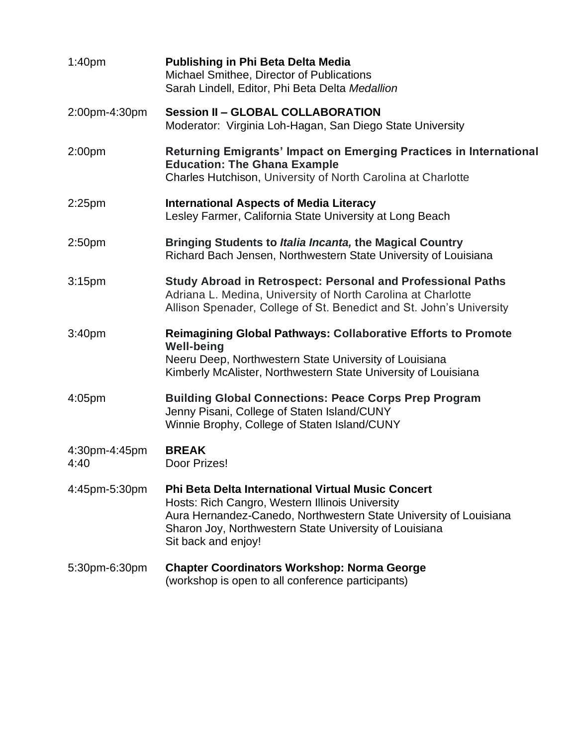| | |
|---|---|
| 1:40pm | **Publishing in Phi Beta Delta Media**<br>Michael Smithee, Director of Publications<br>Sarah Lindell, Editor, Phi Beta Delta *Medallion* |
| 2:00pm-4:30pm | **Session II – GLOBAL COLLABORATION**<br>Moderator: Virginia Loh-Hagan, San Diego State University |
| 2:00pm | **Returning Emigrants' Impact on Emerging Practices in International Education: The Ghana Example**<br>Charles Hutchison, University of North Carolina at Charlotte |
| 2:25pm | **International Aspects of Media Literacy**<br>Lesley Farmer, California State University at Long Beach |
| 2:50pm | **Bringing Students to *Italia Incanta,* the Magical Country**<br>Richard Bach Jensen, Northwestern State University of Louisiana |
| 3:15pm | **Study Abroad in Retrospect: Personal and Professional Paths**<br>Adriana L. Medina, University of North Carolina at Charlotte<br>Allison Spenader, College of St. Benedict and St. John's University |
| 3:40pm | **Reimagining Global Pathways: Collaborative Efforts to Promote Well-being**<br>Neeru Deep, Northwestern State University of Louisiana<br>Kimberly McAlister, Northwestern State University of Louisiana |
| 4:05pm | **Building Global Connections: Peace Corps Prep Program**<br>Jenny Pisani, College of Staten Island/CUNY<br>Winnie Brophy, College of Staten Island/CUNY |
| 4:30pm-4:45pm<br>4:40 | **BREAK**<br>Door Prizes! |
| 4:45pm-5:30pm | **Phi Beta Delta International Virtual Music Concert**<br>Hosts: Rich Cangro, Western Illinois University<br>Aura Hernandez-Canedo, Northwestern State University of Louisiana<br>Sharon Joy, Northwestern State University of Louisiana<br>Sit back and enjoy! |
| 5:30pm-6:30pm | **Chapter Coordinators Workshop: Norma George**<br>(workshop is open to all conference participants) |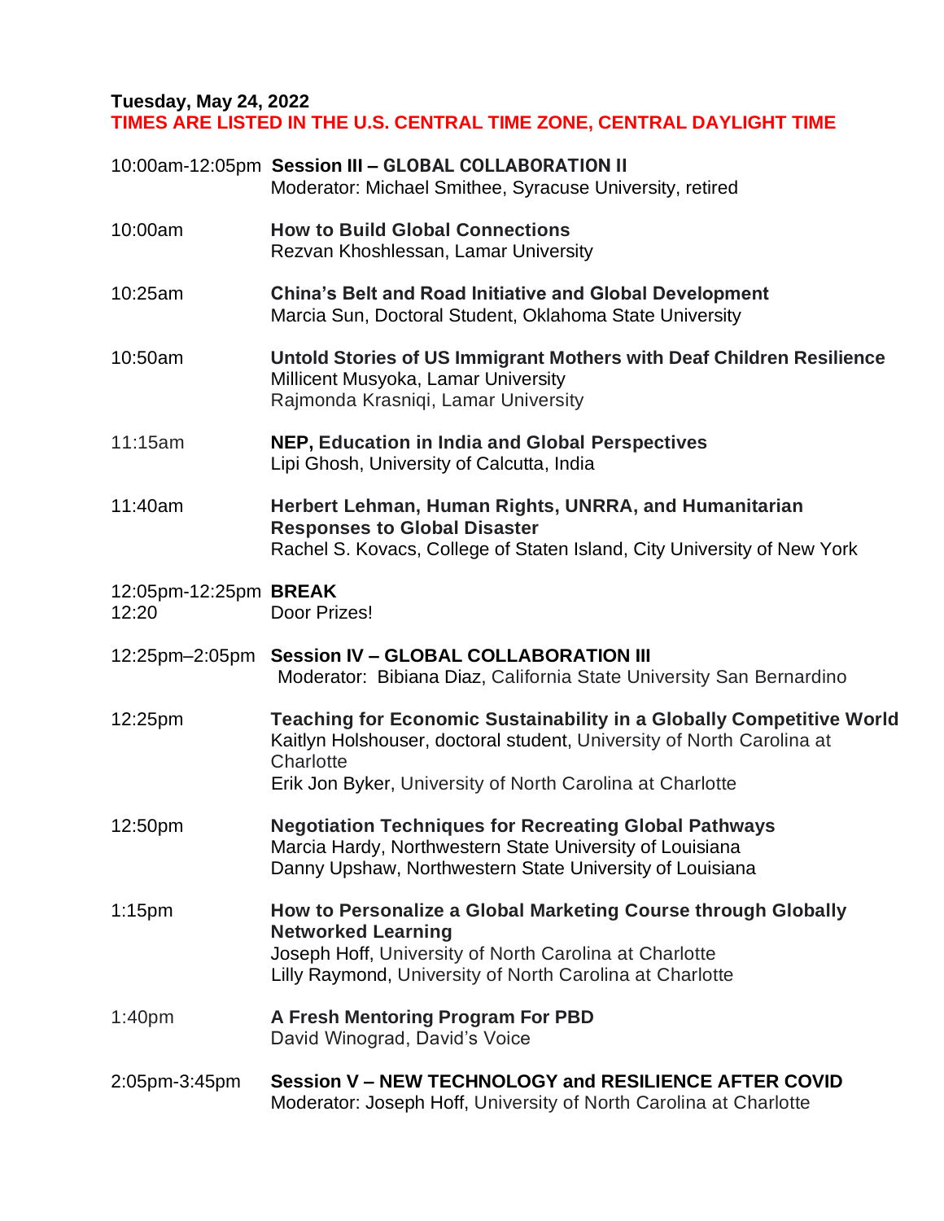**Tuesday, May 24, 2022**

**TIMES ARE LISTED IN THE U.S. CENTRAL TIME ZONE, CENTRAL DAYLIGHT TIME**

| | |
|---|---|
| 10:00am-12:05pm | **Session III – GLOBAL COLLABORATION II**<br>Moderator: Michael Smithee, Syracuse University, retired |
| 10:00am | **How to Build Global Connections**<br>Rezvan Khoshlessan, Lamar University |
| 10:25am | **China's Belt and Road Initiative and Global Development**<br>Marcia Sun, Doctoral Student, Oklahoma State University |
| 10:50am | **Untold Stories of US Immigrant Mothers with Deaf Children Resilience**<br>Millicent Musyoka, Lamar University<br>Rajmonda Krasniqi, Lamar University |
| 11:15am | **NEP, Education in India and Global Perspectives**<br>Lipi Ghosh, University of Calcutta, India |
| 11:40am | **Herbert Lehman, Human Rights, UNRRA, and Humanitarian Responses to Global Disaster**<br>Rachel S. Kovacs, College of Staten Island, City University of New York |
| 12:05pm-12:25pm | **BREAK** |
| 12:20 | Door Prizes! |
| 12:25pm–2:05pm | **Session IV – GLOBAL COLLABORATION III**<br>Moderator: Bibiana Diaz, California State University San Bernardino |
| 12:25pm | **Teaching for Economic Sustainability in a Globally Competitive World**<br>Kaitlyn Holshouser, doctoral student, University of North Carolina at Charlotte<br>Erik Jon Byker, University of North Carolina at Charlotte |
| 12:50pm | **Negotiation Techniques for Recreating Global Pathways**<br>Marcia Hardy, Northwestern State University of Louisiana<br>Danny Upshaw, Northwestern State University of Louisiana |
| 1:15pm | **How to Personalize a Global Marketing Course through Globally Networked Learning**<br>Joseph Hoff, University of North Carolina at Charlotte<br>Lilly Raymond, University of North Carolina at Charlotte |
| 1:40pm | **A Fresh Mentoring Program For PBD**<br>David Winograd, David's Voice |
| 2:05pm-3:45pm | **Session V – NEW TECHNOLOGY and RESILIENCE AFTER COVID**<br>Moderator: Joseph Hoff, University of North Carolina at Charlotte |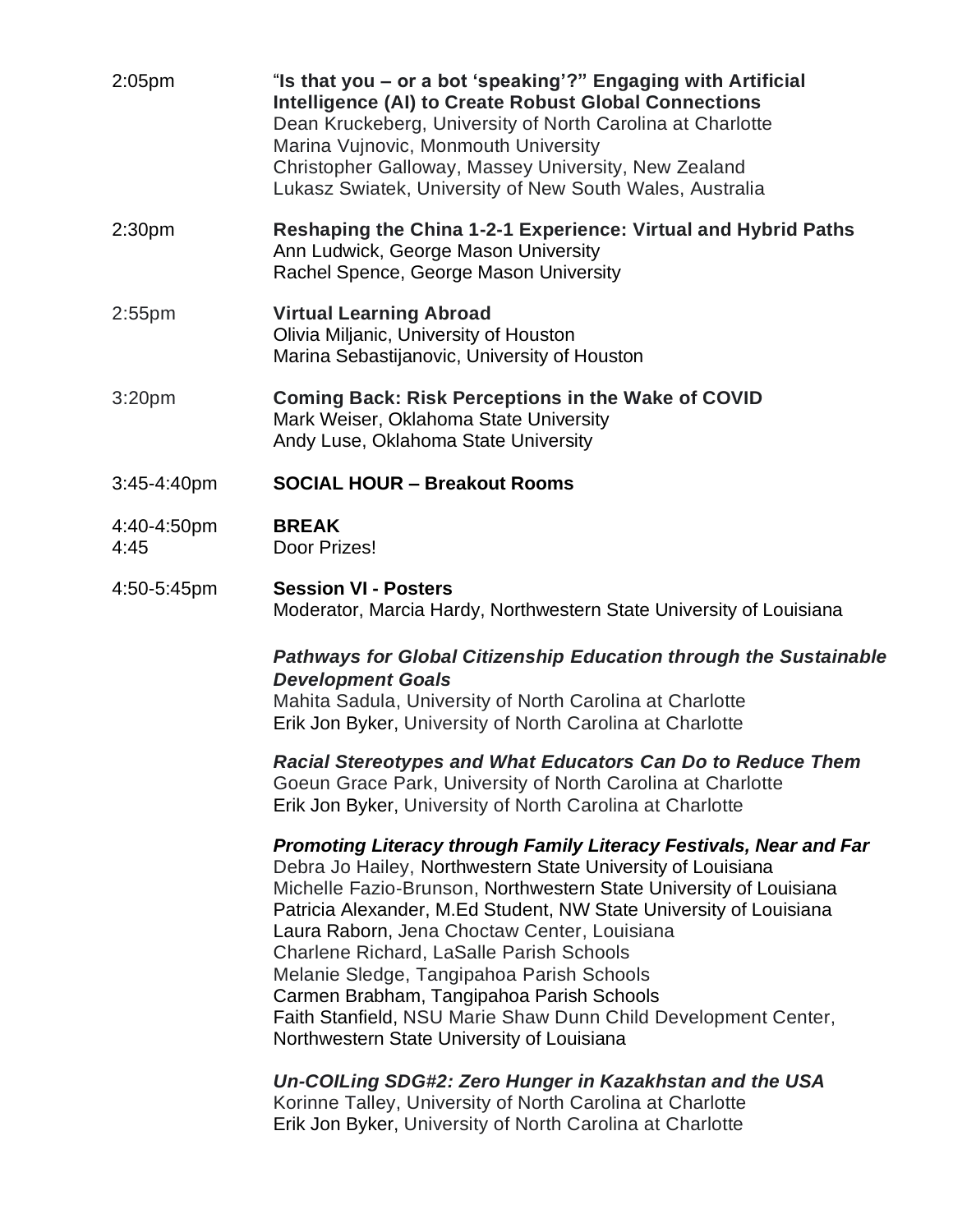2:05pm **"Is that you – or a bot 'speaking'?" Engaging with Artificial Intelligence (AI) to Create Robust Global Connections**
Dean Kruckeberg, University of North Carolina at Charlotte
Marina Vujnovic, Monmouth University
Christopher Galloway, Massey University, New Zealand
Lukasz Swiatek, University of New South Wales, Australia

2:30pm **Reshaping the China 1-2-1 Experience: Virtual and Hybrid Paths**
Ann Ludwick, George Mason University
Rachel Spence, George Mason University

2:55pm **Virtual Learning Abroad**
Olivia Miljanic, University of Houston
Marina Sebastijanovic, University of Houston

3:20pm **Coming Back: Risk Perceptions in the Wake of COVID**
Mark Weiser, Oklahoma State University
Andy Luse, Oklahoma State University

3:45-4:40pm **SOCIAL HOUR – Breakout Rooms**

4:40-4:50pm **BREAK**
4:45 Door Prizes!

4:50-5:45pm **Session VI - Posters**
Moderator, Marcia Hardy, Northwestern State University of Louisiana

***Pathways for Global Citizenship Education through the Sustainable Development Goals***
Mahita Sadula, University of North Carolina at Charlotte
Erik Jon Byker, University of North Carolina at Charlotte

***Racial Stereotypes and What Educators Can Do to Reduce Them***
Goeun Grace Park, University of North Carolina at Charlotte
Erik Jon Byker, University of North Carolina at Charlotte

***Promoting Literacy through Family Literacy Festivals, Near and Far***
Debra Jo Hailey, Northwestern State University of Louisiana
Michelle Fazio-Brunson, Northwestern State University of Louisiana
Patricia Alexander, M.Ed Student, NW State University of Louisiana
Laura Raborn, Jena Choctaw Center, Louisiana
Charlene Richard, LaSalle Parish Schools
Melanie Sledge, Tangipahoa Parish Schools
Carmen Brabham, Tangipahoa Parish Schools
Faith Stanfield, NSU Marie Shaw Dunn Child Development Center, Northwestern State University of Louisiana

***Un-COILing SDG#2: Zero Hunger in Kazakhstan and the USA***
Korinne Talley, University of North Carolina at Charlotte
Erik Jon Byker, University of North Carolina at Charlotte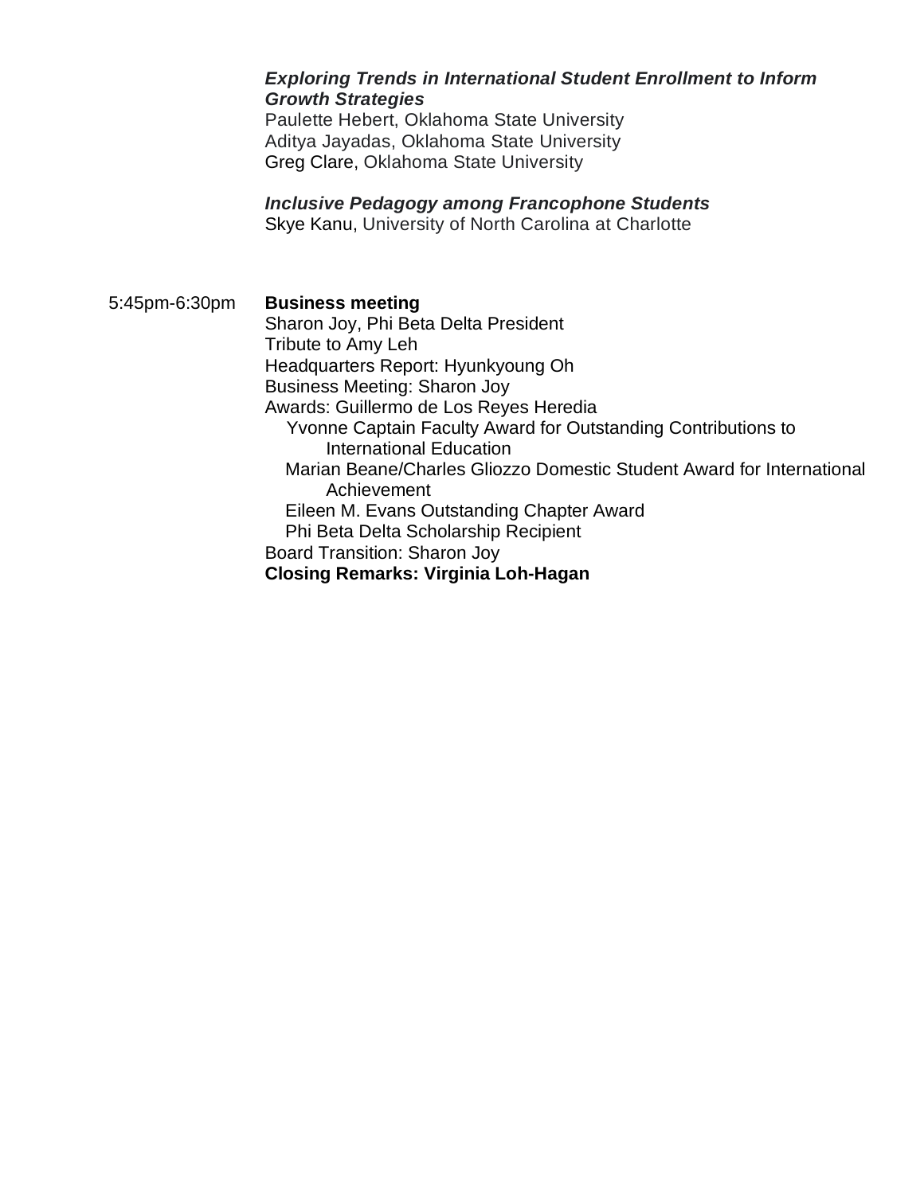***Exploring Trends in International Student Enrollment to Inform Growth Strategies***
Paulette Hebert, Oklahoma State University
Aditya Jayadas, Oklahoma State University
Greg Clare, Oklahoma State University

***Inclusive Pedagogy among Francophone Students***
Skye Kanu, University of North Carolina at Charlotte

5:45pm-6:30pm **Business meeting**

Sharon Joy, Phi Beta Delta President
Tribute to Amy Leh
Headquarters Report: Hyunkyoung Oh
Business Meeting: Sharon Joy
Awards: Guillermo de Los Reyes Heredia

- Yvonne Captain Faculty Award for Outstanding Contributions to International Education
- Marian Beane/Charles Gliozzo Domestic Student Award for International Achievement
- Eileen M. Evans Outstanding Chapter Award
- Phi Beta Delta Scholarship Recipient

Board Transition: Sharon Joy
**Closing Remarks: Virginia Loh-Hagan**